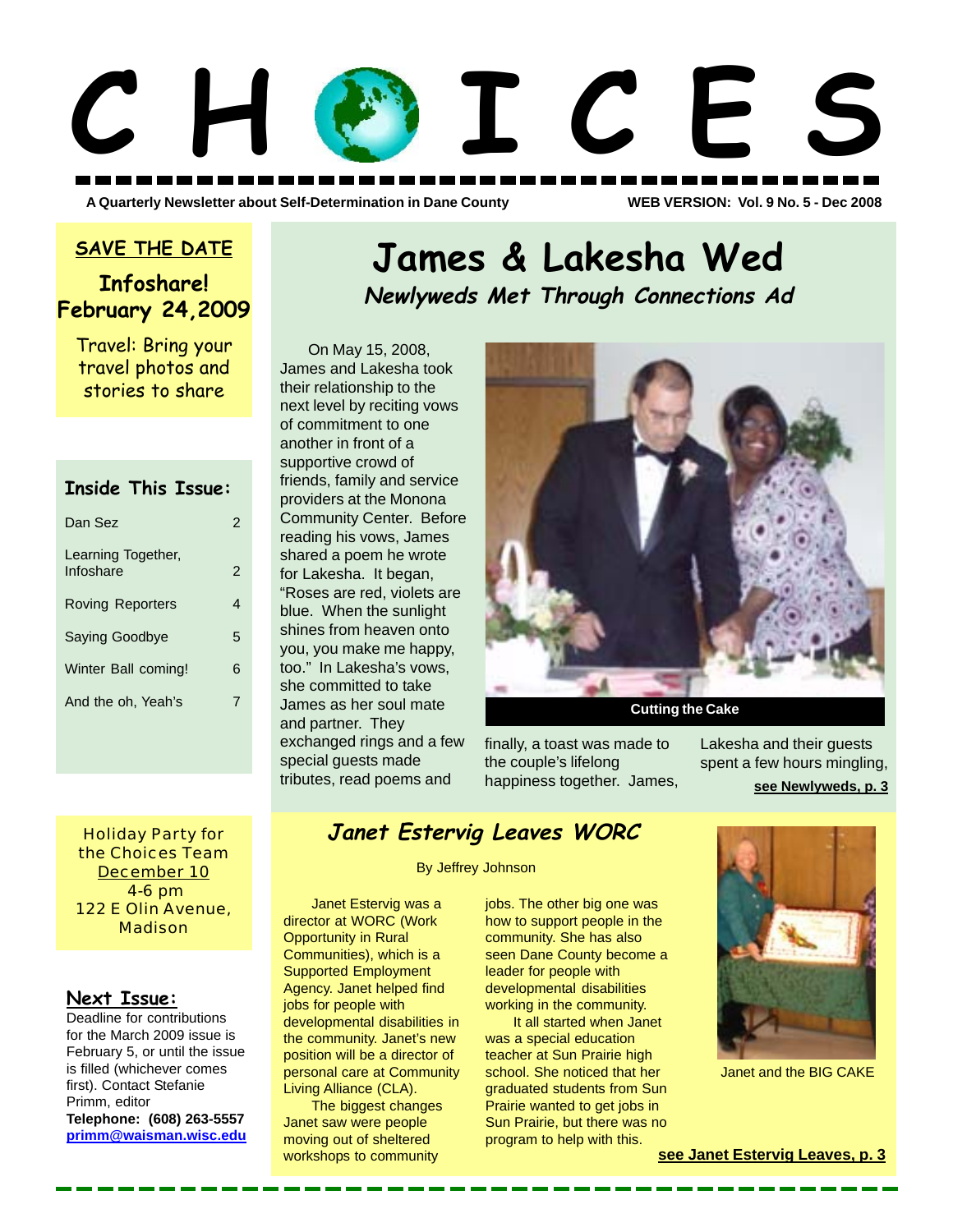# CHOICES

A Quarterly Newsletter about Self-Determination in Dane County

WEB VERSION: Vol. 9 No. 5 - Dec 2008

## SAVE THE DATE

**Infoshare! February 24,2009**

Travel: Bring your travel photos and stories to share

## Inside This Issue:

| | |
|---|---|
| Dan Sez | 2 |
| Learning Together, Infoshare | 2 |
| Roving Reporters | 4 |
| Saying Goodbye | 5 |
| Winter Ball coming! | 6 |
| And the oh, Yeah's | 7 |

Holiday Party for the Choices Team
December 10
4-6 pm
122 E Olin Avenue, Madison

## Next Issue:

Deadline for contributions for the March 2009 issue is February 5, or until the issue is filled (whichever comes first). Contact Stefanie Primm, editor
**Telephone: (608) 263-5557**
**primm@waisman.wisc.edu**

# James & Lakesha Wed

## *Newlyweds Met Through Connections Ad*

On May 15, 2008, James and Lakesha took their relationship to the next level by reciting vows of commitment to one another in front of a supportive crowd of friends, family and service providers at the Monona Community Center. Before reading his vows, James shared a poem he wrote for Lakesha. It began, "Roses are red, violets are blue. When the sunlight shines from heaven onto you, you make me happy, too." In Lakesha's vows, she committed to take James as her soul mate and partner. They exchanged rings and a few special guests made tributes, read poems and finally, a toast was made to the couple's lifelong happiness together. James, Lakesha and their guests spent a few hours mingling,

**see Newlyweds, p. 3**

Cutting the Cake

## *Janet Estervig Leaves WORC*

By Jeffrey Johnson

Janet Estervig was a director at WORC (Work Opportunity in Rural Communities), which is a Supported Employment Agency. Janet helped find jobs for people with developmental disabilities in the community. Janet's new position will be a director of personal care at Community Living Alliance (CLA).

The biggest changes Janet saw were people moving out of sheltered workshops to community jobs. The other big one was how to support people in the community. She has also seen Dane County become a leader for people with developmental disabilities working in the community.

It all started when Janet was a special education teacher at Sun Prairie high school. She noticed that her graduated students from Sun Prairie wanted to get jobs in Sun Prairie, but there was no program to help with this.

**see Janet Estervig Leaves, p. 3**

Janet and the BIG CAKE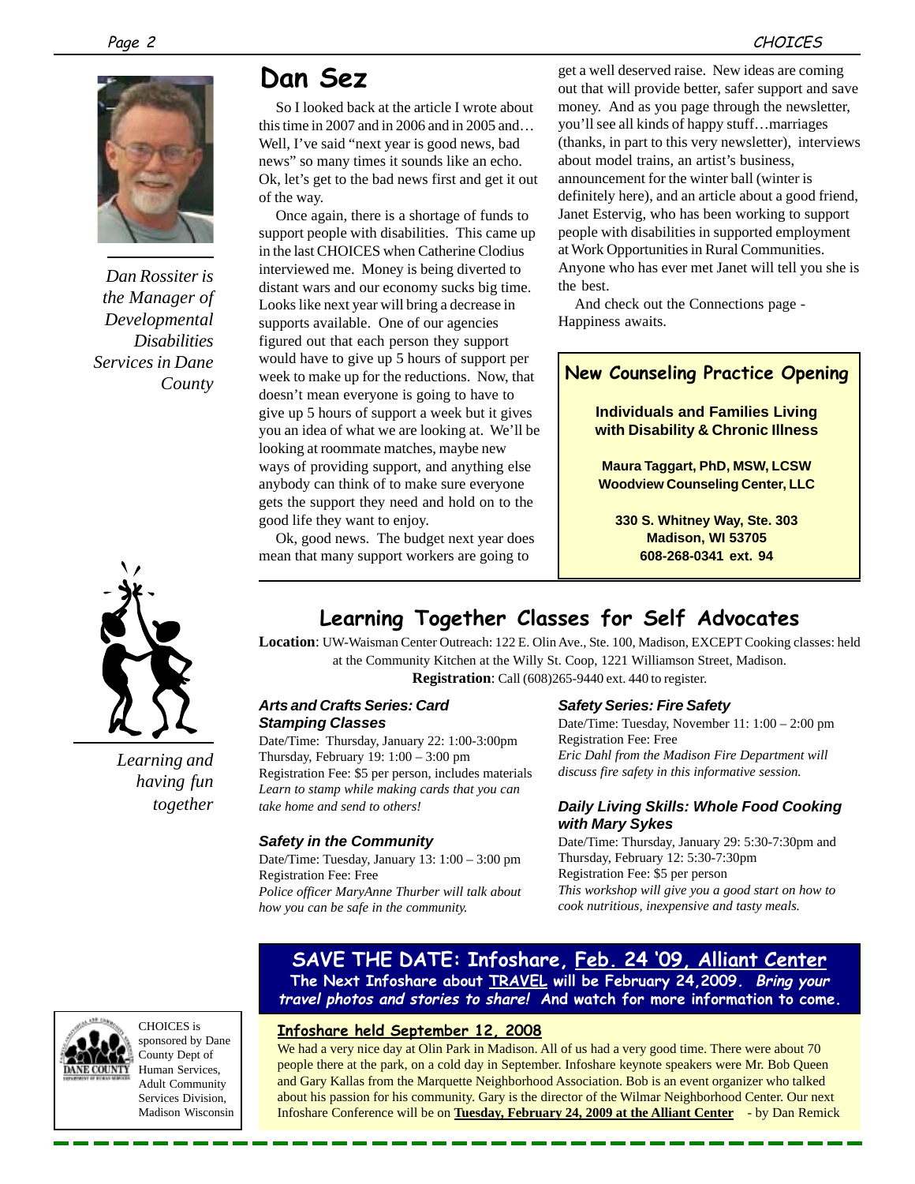## Dan Sez

*Dan Rossiter is the Manager of Developmental Disabilities Services in Dane County*

So I looked back at the article I wrote about this time in 2007 and in 2006 and in 2005 and… Well, I've said "next year is good news, bad news" so many times it sounds like an echo. Ok, let's get to the bad news first and get it out of the way.

Once again, there is a shortage of funds to support people with disabilities. This came up in the last CHOICES when Catherine Clodius interviewed me. Money is being diverted to distant wars and our economy sucks big time. Looks like next year will bring a decrease in supports available. One of our agencies figured out that each person they support would have to give up 5 hours of support per week to make up for the reductions. Now, that doesn't mean everyone is going to have to give up 5 hours of support a week but it gives you an idea of what we are looking at. We'll be looking at roommate matches, maybe new ways of providing support, and anything else anybody can think of to make sure everyone gets the support they need and hold on to the good life they want to enjoy.

Ok, good news. The budget next year does mean that many support workers are going to get a well deserved raise. New ideas are coming out that will provide better, safer support and save money. And as you page through the newsletter, you'll see all kinds of happy stuff…marriages (thanks, in part to this very newsletter), interviews about model trains, an artist's business, announcement for the winter ball (winter is definitely here), and an article about a good friend, Janet Estervig, who has been working to support people with disabilities in supported employment at Work Opportunities in Rural Communities. Anyone who has ever met Janet will tell you she is the best.

And check out the Connections page - Happiness awaits.

### New Counseling Practice Opening

**Individuals and Families Living with Disability & Chronic Illness**

**Maura Taggart, PhD, MSW, LCSW**
**Woodview Counseling Center, LLC**

**330 S. Whitney Way, Ste. 303**
**Madison, WI 53705**
**608-268-0341 ext. 94**

## Learning Together Classes for Self Advocates

*Learning and having fun together*

**Location**: UW-Waisman Center Outreach: 122 E. Olin Ave., Ste. 100, Madison, EXCEPT Cooking classes: held at the Community Kitchen at the Willy St. Coop, 1221 Williamson Street, Madison.
**Registration**: Call (608)265-9440 ext. 440 to register.

### *Arts and Crafts Series: Card Stamping Classes*

Date/Time: Thursday, January 22: 1:00-3:00pm
Thursday, February 19: 1:00 – 3:00 pm
Registration Fee: $5 per person, includes materials
*Learn to stamp while making cards that you can take home and send to others!*

### *Safety in the Community*

Date/Time: Tuesday, January 13: 1:00 – 3:00 pm
Registration Fee: Free
*Police officer MaryAnne Thurber will talk about how you can be safe in the community.*

### *Safety Series: Fire Safety*

Date/Time: Tuesday, November 11: 1:00 – 2:00 pm
Registration Fee: Free
*Eric Dahl from the Madison Fire Department will discuss fire safety in this informative session.*

### *Daily Living Skills: Whole Food Cooking with Mary Sykes*

Date/Time: Thursday, January 29: 5:30-7:30pm and Thursday, February 12: 5:30-7:30pm
Registration Fee: $5 per person
*This workshop will give you a good start on how to cook nutritious, inexpensive and tasty meals.*

## SAVE THE DATE: Infoshare, Feb. 24 '09, Alliant Center

**The Next Infoshare about TRAVEL will be February 24,2009. *Bring your travel photos and stories to share!* And watch for more information to come.**

### Infoshare held September 12, 2008

We had a very nice day at Olin Park in Madison. All of us had a very good time. There were about 70 people there at the park, on a cold day in September. Infoshare keynote speakers were Mr. Bob Queen and Gary Kallas from the Marquette Neighborhood Association. Bob is an event organizer who talked about his passion for his community. Gary is the director of the Wilmar Neighborhood Center. Our next Infoshare Conference will be on **Tuesday, February 24, 2009 at the Alliant Center** - by Dan Remick

CHOICES is sponsored by Dane County Dept of Human Services, Adult Community Services Division, Madison Wisconsin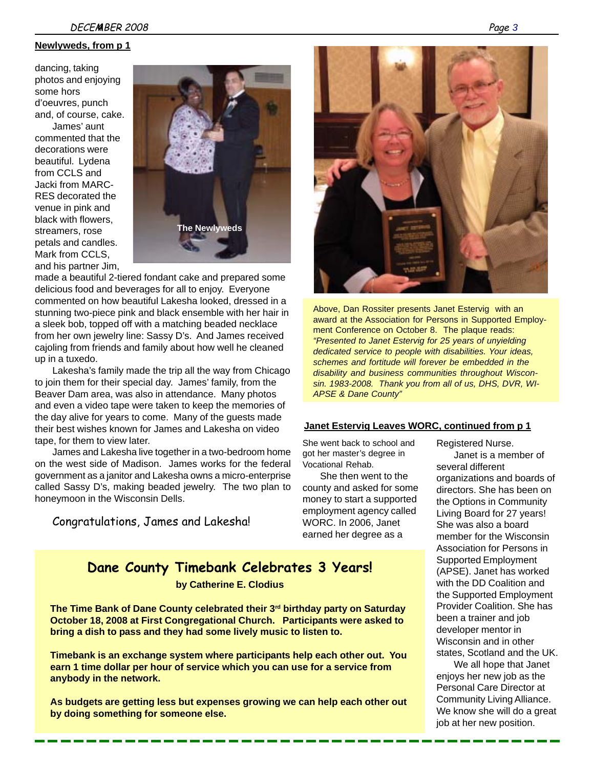### Newlyweds, from p 1

dancing, taking photos and enjoying some hors d'oeuvres, punch and, of course, cake.

James' aunt commented that the decorations were beautiful. Lydena from CCLS and Jacki from MARC-RES decorated the venue in pink and black with flowers, streamers, rose petals and candles. Mark from CCLS, and his partner Jim, made a beautiful 2-tiered fondant cake and prepared some delicious food and beverages for all to enjoy. Everyone commented on how beautiful Lakesha looked, dressed in a stunning two-piece pink and black ensemble with her hair in a sleek bob, topped off with a matching beaded necklace from her own jewelry line: Sassy D's. And James received cajoling from friends and family about how well he cleaned up in a tuxedo.

The Newlyweds

Lakesha's family made the trip all the way from Chicago to join them for their special day. James' family, from the Beaver Dam area, was also in attendance. Many photos and even a video tape were taken to keep the memories of the day alive for years to come. Many of the guests made their best wishes known for James and Lakesha on video tape, for them to view later.

James and Lakesha live together in a two-bedroom home on the west side of Madison. James works for the federal government as a janitor and Lakesha owns a micro-enterprise called Sassy D's, making beaded jewelry. The two plan to honeymoon in the Wisconsin Dells.

Congratulations, James and Lakesha!

Above, Dan Rossiter presents Janet Estervig with an award at the Association for Persons in Supported Employment Conference on October 8. The plaque reads: *"Presented to Janet Estervig for 25 years of unyielding dedicated service to people with disabilities. Your ideas, schemes and fortitude will forever be embedded in the disability and business communities throughout Wisconsin. 1983-2008. Thank you from all of us, DHS, DVR, WI-APSE & Dane County"*

### Janet Estervig Leaves WORC, continued from p 1

She went back to school and got her master's degree in Vocational Rehab.

She then went to the county and asked for some money to start a supported employment agency called WORC. In 2006, Janet earned her degree as a Registered Nurse.

Janet is a member of several different organizations and boards of directors. She has been on the Options in Community Living Board for 27 years! She was also a board member for the Wisconsin Association for Persons in Supported Employment (APSE). Janet has worked with the DD Coalition and the Supported Employment Provider Coalition. She has been a trainer and job developer mentor in Wisconsin and in other states, Scotland and the UK.

We all hope that Janet enjoys her new job as the Personal Care Director at Community Living Alliance. We know she will do a great job at her new position.

## Dane County Timebank Celebrates 3 Years!

**by Catherine E. Clodius**

**The Time Bank of Dane County celebrated their 3rd birthday party on Saturday October 18, 2008 at First Congregational Church. Participants were asked to bring a dish to pass and they had some lively music to listen to.**

**Timebank is an exchange system where participants help each other out. You earn 1 time dollar per hour of service which you can use for a service from anybody in the network.**

**As budgets are getting less but expenses growing we can help each other out by doing something for someone else.**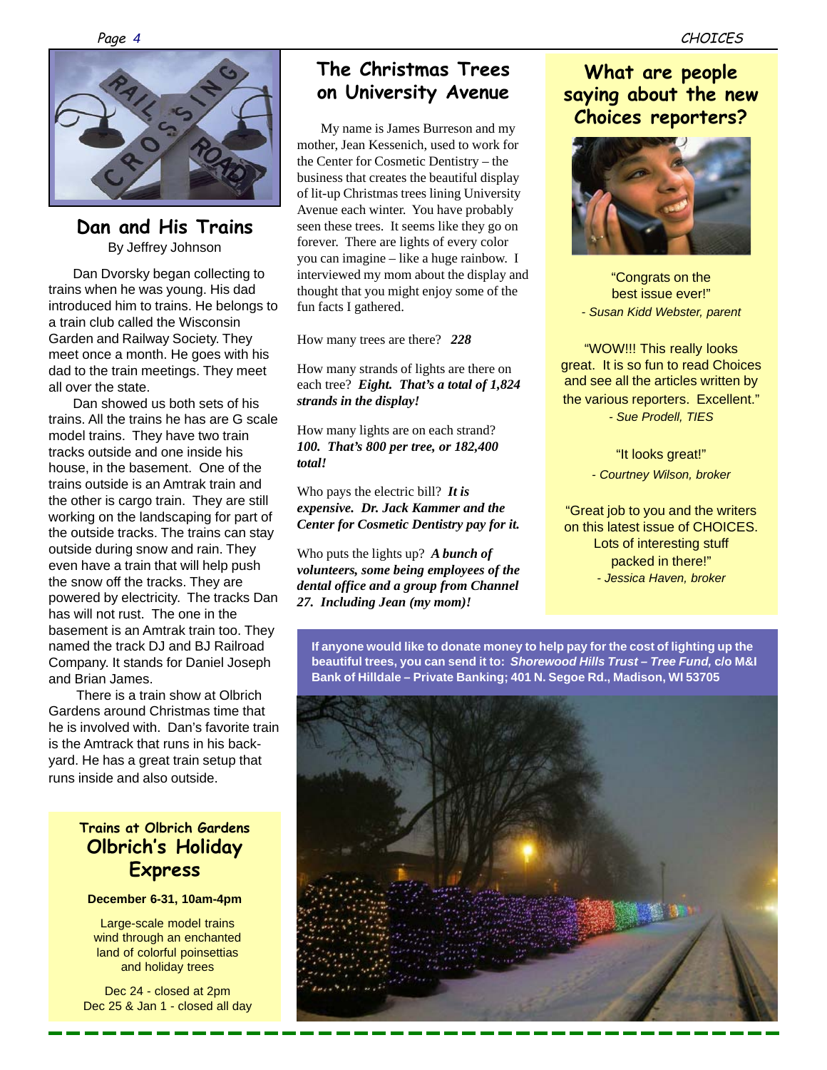## Dan and His Trains

By Jeffrey Johnson

Dan Dvorsky began collecting to trains when he was young. His dad introduced him to trains. He belongs to a train club called the Wisconsin Garden and Railway Society. They meet once a month. He goes with his dad to the train meetings. They meet all over the state.

Dan showed us both sets of his trains. All the trains he has are G scale model trains. They have two train tracks outside and one inside his house, in the basement. One of the trains outside is an Amtrak train and the other is cargo train. They are still working on the landscaping for part of the outside tracks. The trains can stay outside during snow and rain. They even have a train that will help push the snow off the tracks. They are powered by electricity. The tracks Dan has will not rust. The one in the basement is an Amtrak train too. They named the track DJ and BJ Railroad Company. It stands for Daniel Joseph and Brian James.

There is a train show at Olbrich Gardens around Christmas time that he is involved with. Dan's favorite train is the Amtrack that runs in his backyard. He has a great train setup that runs inside and also outside.

### Trains at Olbrich Gardens
### Olbrich's Holiday Express

**December 6-31, 10am-4pm**

Large-scale model trains wind through an enchanted land of colorful poinsettias and holiday trees

Dec 24 - closed at 2pm
Dec 25 & Jan 1 - closed all day

## The Christmas Trees on University Avenue

My name is James Burreson and my mother, Jean Kessenich, used to work for the Center for Cosmetic Dentistry – the business that creates the beautiful display of lit-up Christmas trees lining University Avenue each winter. You have probably seen these trees. It seems like they go on forever. There are lights of every color you can imagine – like a huge rainbow. I interviewed my mom about the display and thought that you might enjoy some of the fun facts I gathered.

How many trees are there? ***228***

How many strands of lights are there on each tree? ***Eight. That's a total of 1,824 strands in the display!***

How many lights are on each strand? ***100. That's 800 per tree, or 182,400 total!***

Who pays the electric bill? ***It is expensive. Dr. Jack Kammer and the Center for Cosmetic Dentistry pay for it.***

Who puts the lights up? ***A bunch of volunteers, some being employees of the dental office and a group from Channel 27. Including Jean (my mom)!***

**If anyone would like to donate money to help pay for the cost of lighting up the beautiful trees, you can send it to: *Shorewood Hills Trust – Tree Fund,* c/o M&I Bank of Hilldale – Private Banking; 401 N. Segoe Rd., Madison, WI 53705**

## What are people saying about the new Choices reporters?

"Congrats on the best issue ever!"
*- Susan Kidd Webster, parent*

"WOW!!! This really looks great. It is so fun to read Choices and see all the articles written by the various reporters. Excellent."
*- Sue Prodell, TIES*

"It looks great!"
*- Courtney Wilson, broker*

"Great job to you and the writers on this latest issue of CHOICES. Lots of interesting stuff packed in there!"
*- Jessica Haven, broker*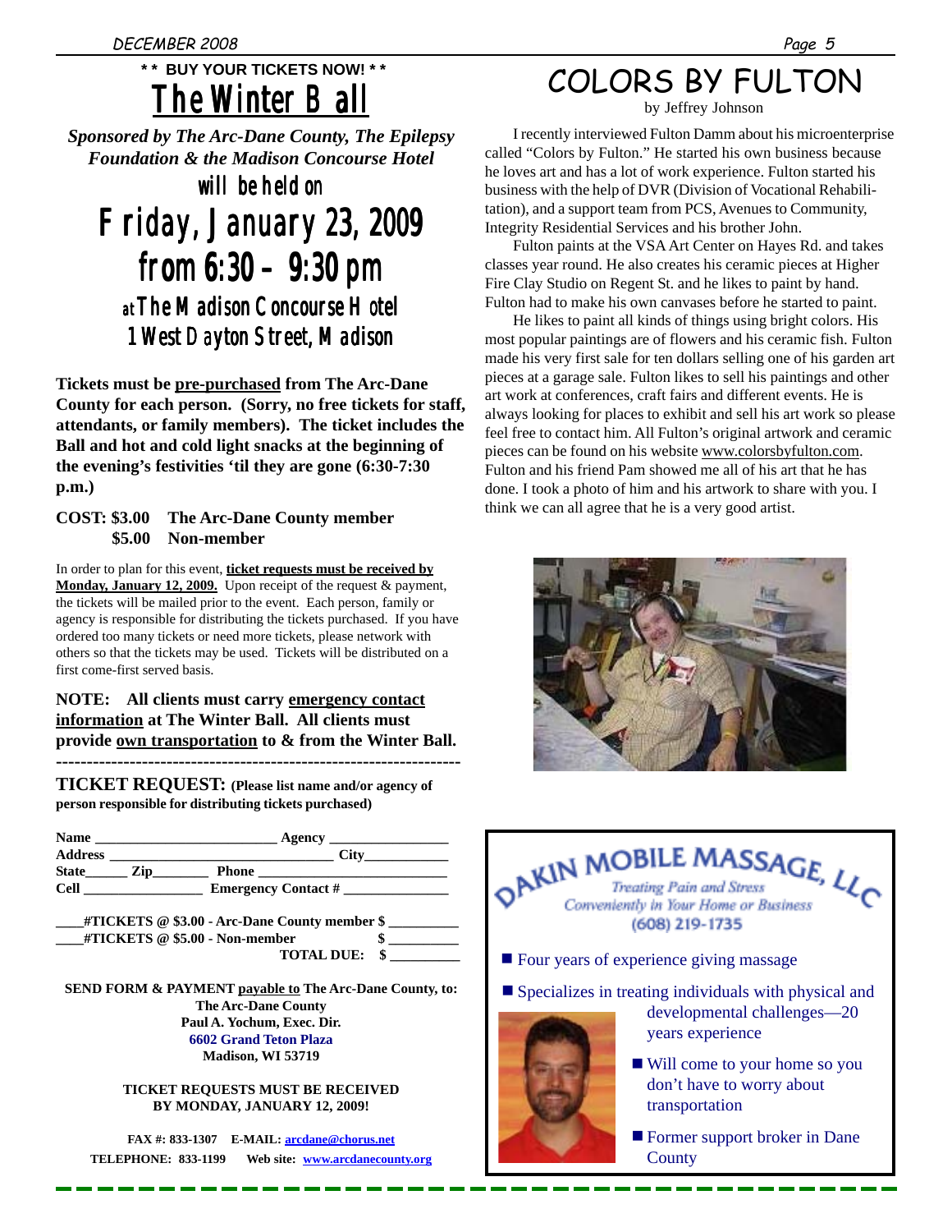**\* \* BUY YOUR TICKETS NOW! \* \***

# The Winter Ball

***Sponsored by The Arc-Dane County, The Epilepsy Foundation & the Madison Concourse Hotel***

will be held on

## Friday, January 23, 2009
## from 6:30 – 9:30 pm

at **The Madison Concourse Hotel**
**1 West Dayton Street, Madison**

**Tickets must be pre-purchased from The Arc-Dane County for each person. (Sorry, no free tickets for staff, attendants, or family members). The ticket includes the Ball and hot and cold light snacks at the beginning of the evening's festivities 'til they are gone (6:30-7:30 p.m.)**

**COST: $3.00 The Arc-Dane County member**
**$5.00 Non-member**

In order to plan for this event, **ticket requests must be received by Monday, January 12, 2009.** Upon receipt of the request & payment, the tickets will be mailed prior to the event. Each person, family or agency is responsible for distributing the tickets purchased. If you have ordered too many tickets or need more tickets, please network with others so that the tickets may be used. Tickets will be distributed on a first come-first served basis.

**NOTE: All clients must carry emergency contact information at The Winter Ball. All clients must provide own transportation to & from the Winter Ball.**

---

**TICKET REQUEST: (Please list name and/or agency of person responsible for distributing tickets purchased)**

**Name** ________________________ **Agency** ________________
**Address** ______________________________ **City**___________
**State**______ **Zip**________ **Phone** ________________________
**Cell** ________________ **Emergency Contact #** ______________

**____#TICKETS @ $3.00 - Arc-Dane County member $ __________**
**____#TICKETS @ $5.00 - Non-member $ __________**
**TOTAL DUE: $ __________**

**SEND FORM & PAYMENT payable to The Arc-Dane County, to:**
**The Arc-Dane County**
**Paul A. Yochum, Exec. Dir.**
**6602 Grand Teton Plaza**
**Madison, WI 53719**

**TICKET REQUESTS MUST BE RECEIVED BY MONDAY, JANUARY 12, 2009!**

**FAX #: 833-1307 E-MAIL: arcdane@chorus.net**
**TELEPHONE: 833-1199 Web site: www.arcdanecounty.org**

# COLORS BY FULTON

by Jeffrey Johnson

I recently interviewed Fulton Damm about his microenterprise called "Colors by Fulton." He started his own business because he loves art and has a lot of work experience. Fulton started his business with the help of DVR (Division of Vocational Rehabilitation), and a support team from PCS, Avenues to Community, Integrity Residential Services and his brother John.

Fulton paints at the VSA Art Center on Hayes Rd. and takes classes year round. He also creates his ceramic pieces at Higher Fire Clay Studio on Regent St. and he likes to paint by hand. Fulton had to make his own canvases before he started to paint.

He likes to paint all kinds of things using bright colors. His most popular paintings are of flowers and his ceramic fish. Fulton made his very first sale for ten dollars selling one of his garden art pieces at a garage sale. Fulton likes to sell his paintings and other art work at conferences, craft fairs and different events. He is always looking for places to exhibit and sell his art work so please feel free to contact him. All Fulton's original artwork and ceramic pieces can be found on his website www.colorsbyfulton.com. Fulton and his friend Pam showed me all of his art that he has done. I took a photo of him and his artwork to share with you. I think we can all agree that he is a very good artist.

## DAKIN MOBILE MASSAGE, LLC

*Treating Pain and Stress*
*Conveniently in Your Home or Business*
(608) 219-1735

- Four years of experience giving massage
- Specializes in treating individuals with physical and developmental challenges—20 years experience
- Will come to your home so you don't have to worry about transportation
- Former support broker in Dane County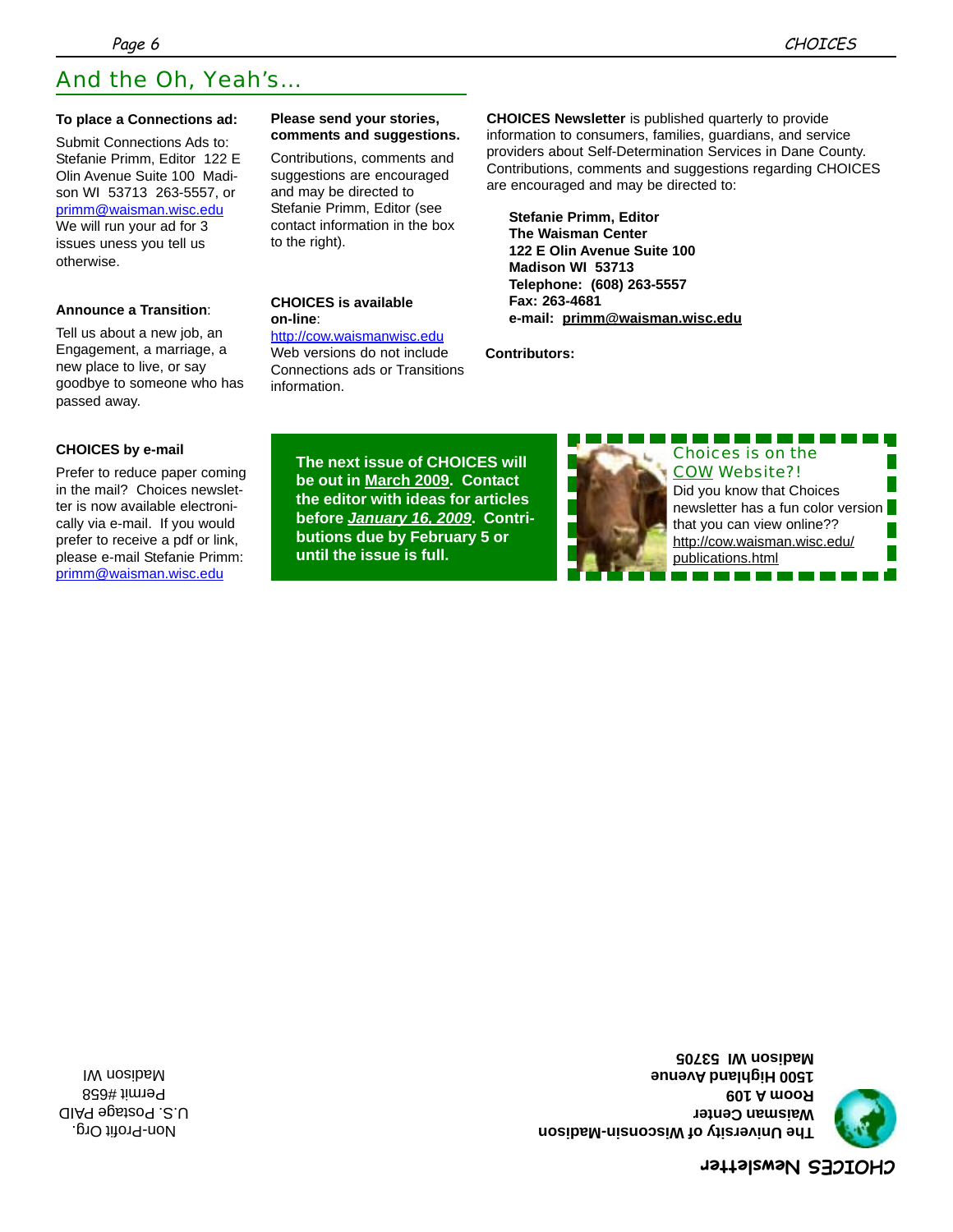## And the Oh, Yeah's...

**To place a Connections ad:**

Submit Connections Ads to: Stefanie Primm, Editor 122 E Olin Avenue Suite 100 Madison WI 53713 263-5557, or primm@waisman.wisc.edu We will run your ad for 3 issues uness you tell us otherwise.

**Announce a Transition**:

Tell us about a new job, an Engagement, a marriage, a new place to live, or say goodbye to someone who has passed away.

**CHOICES by e-mail**

Prefer to reduce paper coming in the mail? Choices newsletter is now available electronically via e-mail. If you would prefer to receive a pdf or link, please e-mail Stefanie Primm: primm@waisman.wisc.edu

**Please send your stories, comments and suggestions.**

Contributions, comments and suggestions are encouraged and may be directed to Stefanie Primm, Editor (see contact information in the box to the right).

**CHOICES is available on-line**:

http://cow.waismanwisc.edu
Web versions do not include Connections ads or Transitions information.

**CHOICES Newsletter** is published quarterly to provide information to consumers, families, guardians, and service providers about Self-Determination Services in Dane County. Contributions, comments and suggestions regarding CHOICES are encouraged and may be directed to:

**Stefanie Primm, Editor**
**The Waisman Center**
**122 E Olin Avenue Suite 100**
**Madison WI 53713**
**Telephone: (608) 263-5557**
**Fax: 263-4681**
**e-mail: primm@waisman.wisc.edu**

**Contributors:**

**The next issue of CHOICES will be out in March 2009. Contact the editor with ideas for articles before *January 16, 2009*. Contributions due by February 5 or until the issue is full.**

Choices is on the COW Website?!

Did you know that Choices newsletter has a fun color version that you can view online??
http://cow.waisman.wisc.edu/publications.html

CHOICES Newsletter

**The University of Wisconsin-Madison**
**Waisman Center**
**Room A 109**
**1500 Highland Avenue**
**Madison WI 53705**

Non-Profit Org.
U.S. Postage PAID
Permit #658
Madison WI